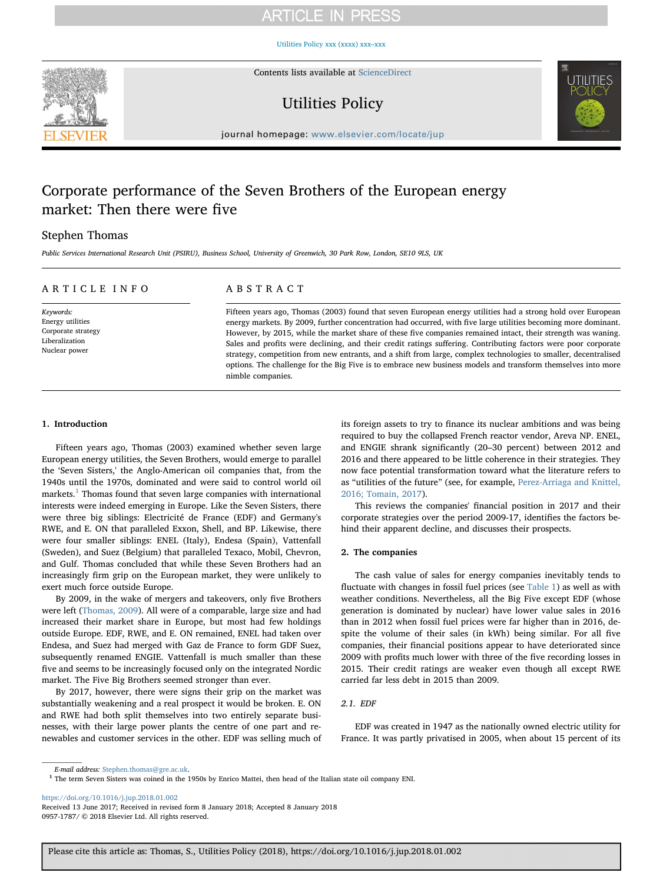# Corporate performance of the Seven Brothers of the European energy market: Then there were five

Stephen Thomas

*Public Services International Research Unit (PSIRU), Business School, University of Greenwich, 30 Park Row, London, SE10 9LS, UK*

## ARTICLE INFO

*Keywords:*
Energy utilities
Corporate strategy
Liberalization
Nuclear power

## ABSTRACT

Fifteen years ago, Thomas (2003) found that seven European energy utilities had a strong hold over European energy markets. By 2009, further concentration had occurred, with five large utilities becoming more dominant. However, by 2015, while the market share of these five companies remained intact, their strength was waning. Sales and profits were declining, and their credit ratings suffering. Contributing factors were poor corporate strategy, competition from new entrants, and a shift from large, complex technologies to smaller, decentralised options. The challenge for the Big Five is to embrace new business models and transform themselves into more nimble companies.

## 1. Introduction

Fifteen years ago, Thomas (2003) examined whether seven large European energy utilities, the Seven Brothers, would emerge to parallel the 'Seven Sisters,' the Anglo-American oil companies that, from the 1940s until the 1970s, dominated and were said to control world oil markets.[1] Thomas found that seven large companies with international interests were indeed emerging in Europe. Like the Seven Sisters, there were three big siblings: Electricité de France (EDF) and Germany's RWE, and E. ON that paralleled Exxon, Shell, and BP. Likewise, there were four smaller siblings: ENEL (Italy), Endesa (Spain), Vattenfall (Sweden), and Suez (Belgium) that paralleled Texaco, Mobil, Chevron, and Gulf. Thomas concluded that while these Seven Brothers had an increasingly firm grip on the European market, they were unlikely to exert much force outside Europe.

By 2009, in the wake of mergers and takeovers, only five Brothers were left (Thomas, 2009). All were of a comparable, large size and had increased their market share in Europe, but most had few holdings outside Europe. EDF, RWE, and E. ON remained, ENEL had taken over Endesa, and Suez had merged with Gaz de France to form GDF Suez, subsequently renamed ENGIE. Vattenfall is much smaller than these five and seems to be increasingly focused only on the integrated Nordic market. The Five Big Brothers seemed stronger than ever.

By 2017, however, there were signs their grip on the market was substantially weakening and a real prospect it would be broken. E. ON and RWE had both split themselves into two entirely separate businesses, with their large power plants the centre of one part and renewables and customer services in the other. EDF was selling much of its foreign assets to try to finance its nuclear ambitions and was being required to buy the collapsed French reactor vendor, Areva NP. ENEL, and ENGIE shrank significantly (20–30 percent) between 2012 and 2016 and there appeared to be little coherence in their strategies. They now face potential transformation toward what the literature refers to as "utilities of the future" (see, for example, Perez-Arriaga and Knittel, 2016; Tomain, 2017).

This reviews the companies' financial position in 2017 and their corporate strategies over the period 2009-17, identifies the factors behind their apparent decline, and discusses their prospects.

## 2. The companies

The cash value of sales for energy companies inevitably tends to fluctuate with changes in fossil fuel prices (see Table 1) as well as with weather conditions. Nevertheless, all the Big Five except EDF (whose generation is dominated by nuclear) have lower value sales in 2016 than in 2012 when fossil fuel prices were far higher than in 2016, despite the volume of their sales (in kWh) being similar. For all five companies, their financial positions appear to have deteriorated since 2009 with profits much lower with three of the five recording losses in 2015. Their credit ratings are weaker even though all except RWE carried far less debt in 2015 than 2009.

### 2.1. EDF

EDF was created in 1947 as the nationally owned electric utility for France. It was partly privatised in 2005, when about 15 percent of its

E-mail address: Stephen.thomas@gre.ac.uk.

[1] The term Seven Sisters was coined in the 1950s by Enrico Mattei, then head of the Italian state oil company ENI.

https://doi.org/10.1016/j.jup.2018.01.002
Received 13 June 2017; Received in revised form 8 January 2018; Accepted 8 January 2018
0957-1787/ © 2018 Elsevier Ltd. All rights reserved.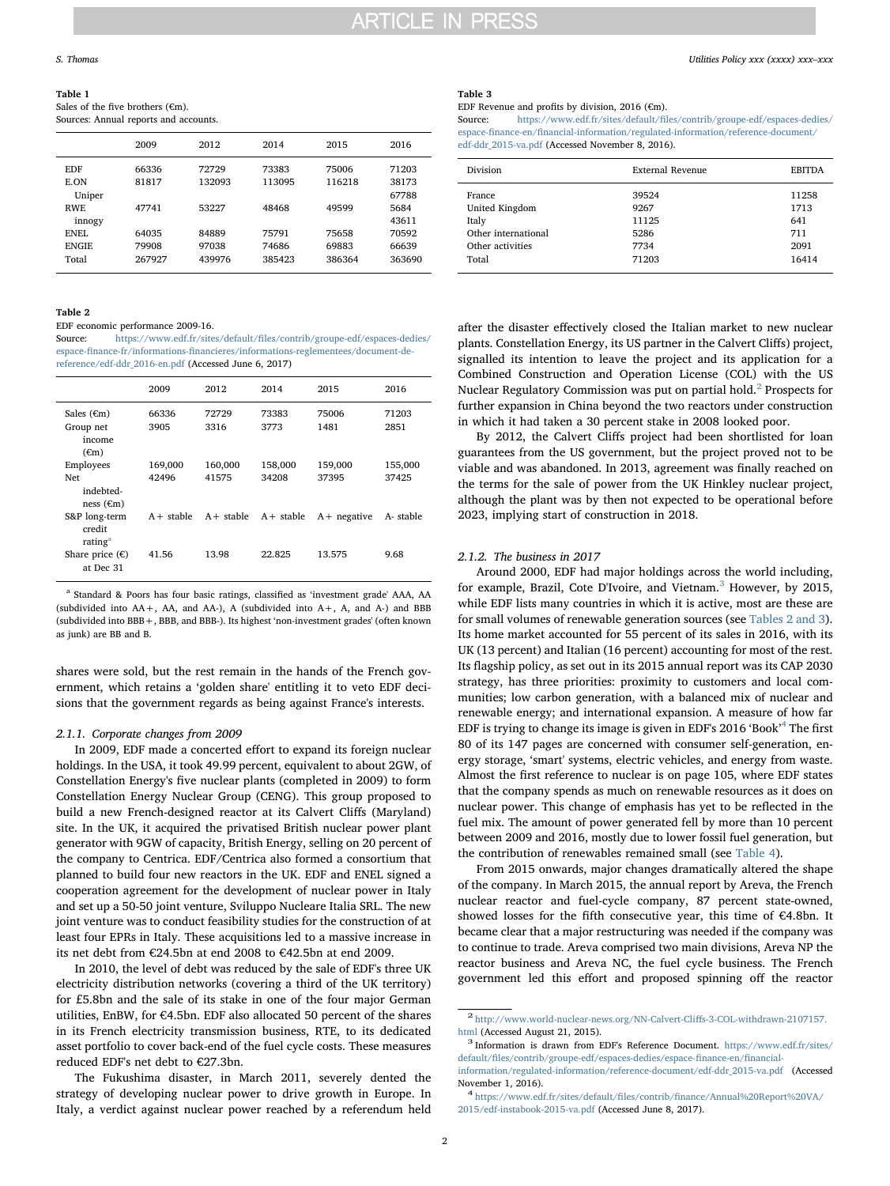**Table 1**
Sales of the five brothers (€m).
Sources: Annual reports and accounts.

| | 2009 | 2012 | 2014 | 2015 | 2016 |
|---|---|---|---|---|---|
| EDF | 66336 | 72729 | 73383 | 75006 | 71203 |
| E.ON | 81817 | 132093 | 113095 | 116218 | 38173 |
| Uniper | | | | | 67788 |
| RWE | 47741 | 53227 | 48468 | 49599 | 5684 |
| innogy | | | | | 43611 |
| ENEL | 64035 | 84889 | 75791 | 75658 | 70592 |
| ENGIE | 79908 | 97038 | 74686 | 69883 | 66639 |
| Total | 267927 | 439976 | 385423 | 386364 | 363690 |

**Table 2**
EDF economic performance 2009-16.
Source: https://www.edf.fr/sites/default/files/contrib/groupe-edf/espaces-dedies/espace-finance-fr/informations-financieres/informations-reglementees/document-de-reference/edf-ddr_2016-en.pdf (Accessed June 6, 2017)

| | 2009 | 2012 | 2014 | 2015 | 2016 |
|---|---|---|---|---|---|
| Sales (€m) | 66336 | 72729 | 73383 | 75006 | 71203 |
| Group net income (€m) | 3905 | 3316 | 3773 | 1481 | 2851 |
| Employees | 169,000 | 160,000 | 158,000 | 159,000 | 155,000 |
| Net indebtedness (€m) | 42496 | 41575 | 34208 | 37395 | 37425 |
| S&P long-term credit rating[a] | A+ stable | A+ stable | A+ stable | A+ negative | A- stable |
| Share price (€) at Dec 31 | 41.56 | 13.98 | 22.825 | 13.575 | 9.68 |

[a] Standard & Poors has four basic ratings, classified as 'investment grade' AAA, AA (subdivided into AA+, AA, and AA-), A (subdivided into A+, A, and A-) and BBB (subdivided into BBB+, BBB, and BBB-). Its highest 'non-investment grades' (often known as junk) are BB and B.

shares were sold, but the rest remain in the hands of the French government, which retains a 'golden share' entitling it to veto EDF decisions that the government regards as being against France's interests.

### 2.1.1. Corporate changes from 2009

In 2009, EDF made a concerted effort to expand its foreign nuclear holdings. In the USA, it took 49.99 percent, equivalent to about 2GW, of Constellation Energy's five nuclear plants (completed in 2009) to form Constellation Energy Nuclear Group (CENG). This group proposed to build a new French-designed reactor at its Calvert Cliffs (Maryland) site. In the UK, it acquired the privatised British nuclear power plant generator with 9GW of capacity, British Energy, selling on 20 percent of the company to Centrica. EDF/Centrica also formed a consortium that planned to build four new reactors in the UK. EDF and ENEL signed a cooperation agreement for the development of nuclear power in Italy and set up a 50-50 joint venture, Sviluppo Nucleare Italia SRL. The new joint venture was to conduct feasibility studies for the construction of at least four EPRs in Italy. These acquisitions led to a massive increase in its net debt from €24.5bn at end 2008 to €42.5bn at end 2009.

In 2010, the level of debt was reduced by the sale of EDF's three UK electricity distribution networks (covering a third of the UK territory) for £5.8bn and the sale of its stake in one of the four major German utilities, EnBW, for €4.5bn. EDF also allocated 50 percent of the shares in its French electricity transmission business, RTE, to its dedicated asset portfolio to cover back-end of the fuel cycle costs. These measures reduced EDF's net debt to €27.3bn.

The Fukushima disaster, in March 2011, severely dented the strategy of developing nuclear power to drive growth in Europe. In Italy, a verdict against nuclear power reached by a referendum held after the disaster effectively closed the Italian market to new nuclear plants. Constellation Energy, its US partner in the Calvert Cliffs) project, signalled its intention to leave the project and its application for a Combined Construction and Operation License (COL) with the US Nuclear Regulatory Commission was put on partial hold.[2] Prospects for further expansion in China beyond the two reactors under construction in which it had taken a 30 percent stake in 2008 looked poor.

By 2012, the Calvert Cliffs project had been shortlisted for loan guarantees from the US government, but the project proved not to be viable and was abandoned. In 2013, agreement was finally reached on the terms for the sale of power from the UK Hinkley nuclear project, although the plant was by then not expected to be operational before 2023, implying start of construction in 2018.

**Table 3**
EDF Revenue and profits by division, 2016 (€m).
Source: https://www.edf.fr/sites/default/files/contrib/groupe-edf/espaces-dedies/espace-finance-en/financial-information/regulated-information/reference-document/edf-ddr_2015-va.pdf (Accessed November 8, 2016).

| Division | External Revenue | EBITDA |
|---|---|---|
| France | 39524 | 11258 |
| United Kingdom | 9267 | 1713 |
| Italy | 11125 | 641 |
| Other international | 5286 | 711 |
| Other activities | 7734 | 2091 |
| Total | 71203 | 16414 |

### 2.1.2. The business in 2017

Around 2000, EDF had major holdings across the world including, for example, Brazil, Cote D'Ivoire, and Vietnam.[3] However, by 2015, while EDF lists many countries in which it is active, most are these are for small volumes of renewable generation sources (see Tables 2 and 3). Its home market accounted for 55 percent of its sales in 2016, with its UK (13 percent) and Italian (16 percent) accounting for most of the rest. Its flagship policy, as set out in its 2015 annual report was its CAP 2030 strategy, has three priorities: proximity to customers and local communities; low carbon generation, with a balanced mix of nuclear and renewable energy; and international expansion. A measure of how far EDF is trying to change its image is given in EDF's 2016 'Book'[4] The first 80 of its 147 pages are concerned with consumer self-generation, energy storage, 'smart' systems, electric vehicles, and energy from waste. Almost the first reference to nuclear is on page 105, where EDF states that the company spends as much on renewable resources as it does on nuclear power. This change of emphasis has yet to be reflected in the fuel mix. The amount of power generated fell by more than 10 percent between 2009 and 2016, mostly due to lower fossil fuel generation, but the contribution of renewables remained small (see Table 4).

From 2015 onwards, major changes dramatically altered the shape of the company. In March 2015, the annual report by Areva, the French nuclear reactor and fuel-cycle company, 87 percent state-owned, showed losses for the fifth consecutive year, this time of €4.8bn. It became clear that a major restructuring was needed if the company was to continue to trade. Areva comprised two main divisions, Areva NP the reactor business and Areva NC, the fuel cycle business. The French government led this effort and proposed spinning off the reactor

[2] http://www.world-nuclear-news.org/NN-Calvert-Cliffs-3-COL-withdrawn-2107157.html (Accessed August 21, 2015).

[3] Information is drawn from EDF's Reference Document. https://www.edf.fr/sites/default/files/contrib/groupe-edf/espaces-dedies/espace-finance-en/financial-information/regulated-information/reference-document/edf-ddr_2015-va.pdf (Accessed November 1, 2016).

[4] https://www.edf.fr/sites/default/files/contrib/finance/Annual%20Report%20VA/2015/edf-instabook-2015-va.pdf (Accessed June 8, 2017).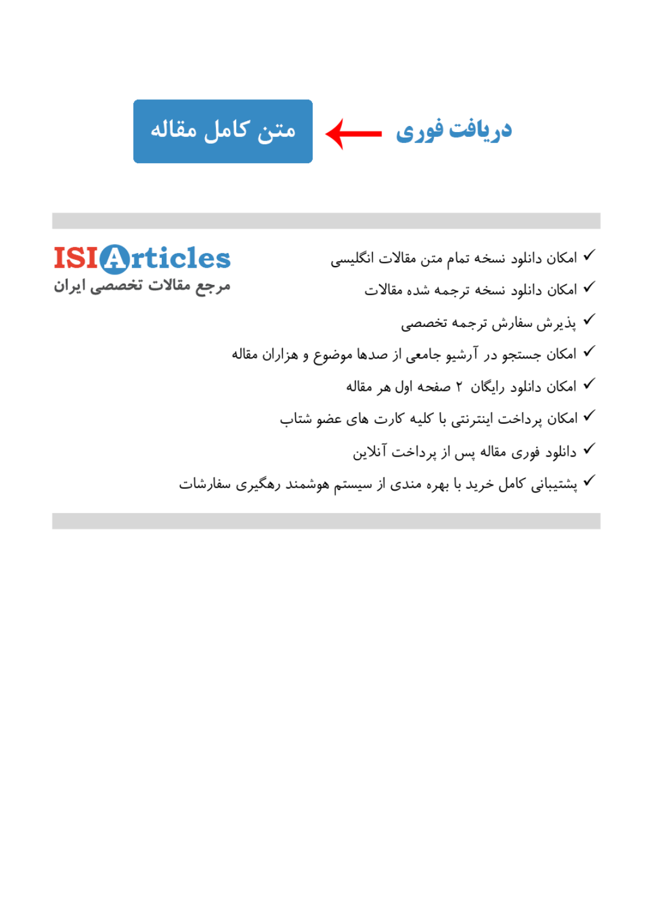دریافت فوری ← **متن کامل مقاله**

**ISIArticles**
مرجع مقالات تخصصی ایران

- ✓ امکان دانلود نسخه تمام متن مقالات انگلیسی
- ✓ امکان دانلود نسخه ترجمه شده مقالات
- ✓ پذیرش سفارش ترجمه تخصصی
- ✓ امکان جستجو در آرشیو جامعی از صدها موضوع و هزاران مقاله
- ✓ امکان دانلود رایگان ۲ صفحه اول هر مقاله
- ✓ امکان پرداخت اینترنتی با کلیه کارت های عضو شتاب
- ✓ دانلود فوری مقاله پس از پرداخت آنلاین
- ✓ پشتیبانی کامل خرید با بهره مندی از سیستم هوشمند رهگیری سفارشات